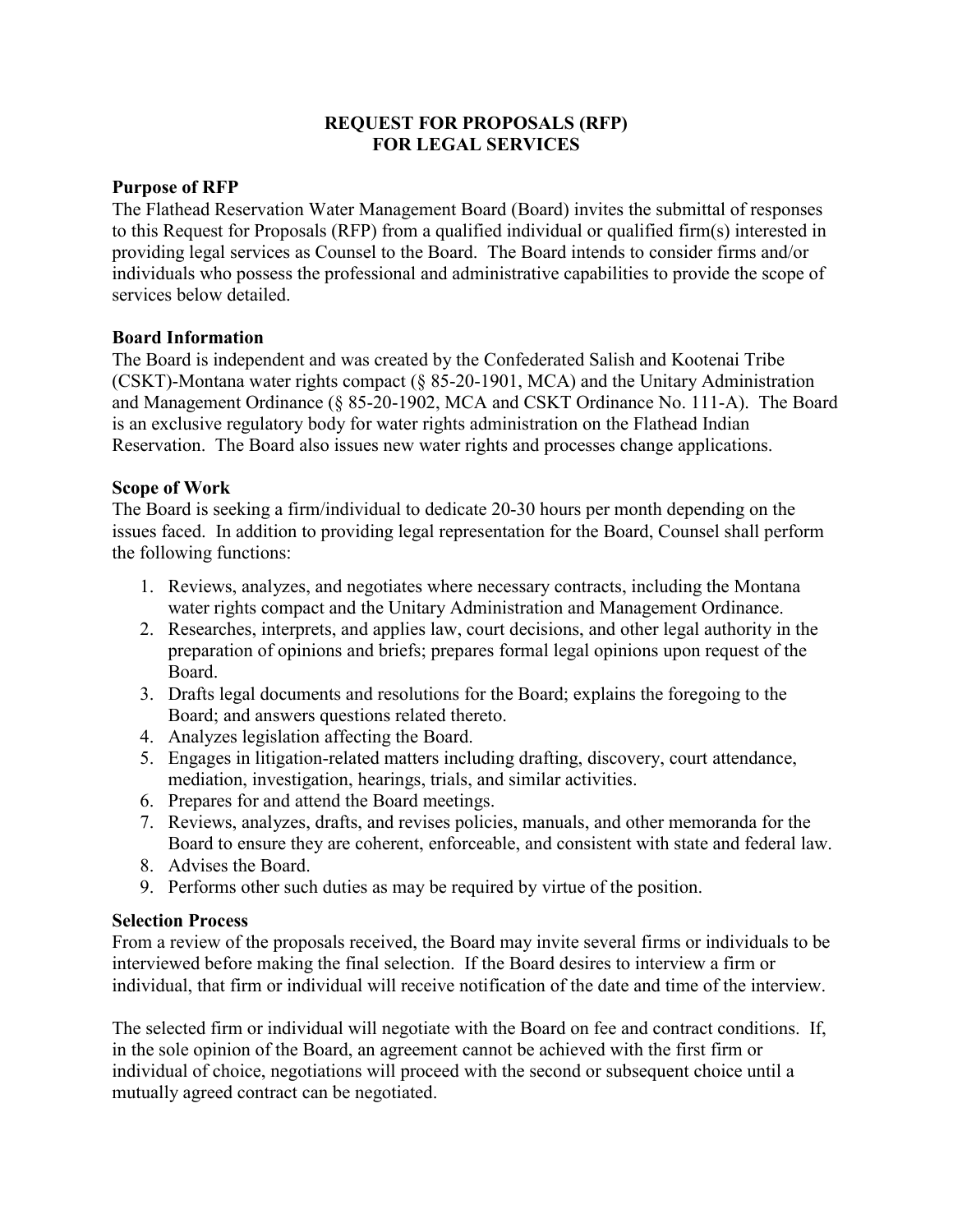# REQUEST FOR PROPOSALS (RFP) FOR LEGAL SERVICES

### Purpose of RFP

The Flathead Reservation Water Management Board (Board) invites the submittal of responses to this Request for Proposals (RFP) from a qualified individual or qualified firm(s) interested in providing legal services as Counsel to the Board. The Board intends to consider firms and/or individuals who possess the professional and administrative capabilities to provide the scope of services below detailed.

### Board Information

The Board is independent and was created by the Confederated Salish and Kootenai Tribe (CSKT)-Montana water rights compact (§ 85-20-1901, MCA) and the Unitary Administration and Management Ordinance (§ 85-20-1902, MCA and CSKT Ordinance No. 111-A). The Board is an exclusive regulatory body for water rights administration on the Flathead Indian Reservation. The Board also issues new water rights and processes change applications.

### Scope of Work

The Board is seeking a firm/individual to dedicate 20-30 hours per month depending on the issues faced. In addition to providing legal representation for the Board, Counsel shall perform the following functions:

1. Reviews, analyzes, and negotiates where necessary contracts, including the Montana water rights compact and the Unitary Administration and Management Ordinance.
2. Researches, interprets, and applies law, court decisions, and other legal authority in the preparation of opinions and briefs; prepares formal legal opinions upon request of the Board.
3. Drafts legal documents and resolutions for the Board; explains the foregoing to the Board; and answers questions related thereto.
4. Analyzes legislation affecting the Board.
5. Engages in litigation-related matters including drafting, discovery, court attendance, mediation, investigation, hearings, trials, and similar activities.
6. Prepares for and attend the Board meetings.
7. Reviews, analyzes, drafts, and revises policies, manuals, and other memoranda for the Board to ensure they are coherent, enforceable, and consistent with state and federal law.
8. Advises the Board.
9. Performs other such duties as may be required by virtue of the position.

### Selection Process

From a review of the proposals received, the Board may invite several firms or individuals to be interviewed before making the final selection. If the Board desires to interview a firm or individual, that firm or individual will receive notification of the date and time of the interview.

The selected firm or individual will negotiate with the Board on fee and contract conditions. If, in the sole opinion of the Board, an agreement cannot be achieved with the first firm or individual of choice, negotiations will proceed with the second or subsequent choice until a mutually agreed contract can be negotiated.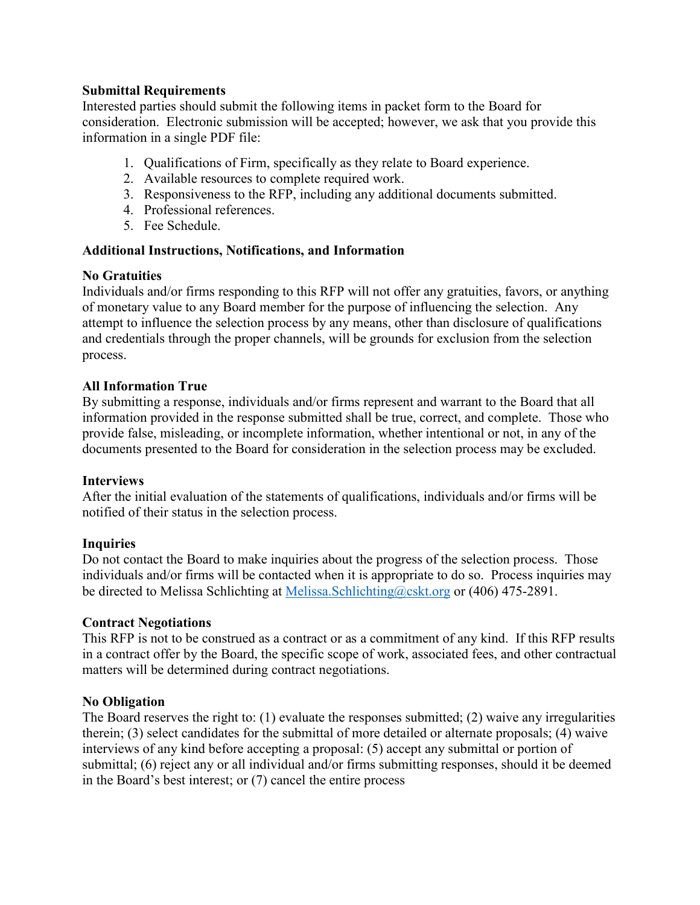**Submittal Requirements**

Interested parties should submit the following items in packet form to the Board for consideration. Electronic submission will be accepted; however, we ask that you provide this information in a single PDF file:

1. Qualifications of Firm, specifically as they relate to Board experience.
2. Available resources to complete required work.
3. Responsiveness to the RFP, including any additional documents submitted.
4. Professional references.
5. Fee Schedule.

**Additional Instructions, Notifications, and Information**

**No Gratuities**

Individuals and/or firms responding to this RFP will not offer any gratuities, favors, or anything of monetary value to any Board member for the purpose of influencing the selection. Any attempt to influence the selection process by any means, other than disclosure of qualifications and credentials through the proper channels, will be grounds for exclusion from the selection process.

**All Information True**

By submitting a response, individuals and/or firms represent and warrant to the Board that all information provided in the response submitted shall be true, correct, and complete. Those who provide false, misleading, or incomplete information, whether intentional or not, in any of the documents presented to the Board for consideration in the selection process may be excluded.

**Interviews**

After the initial evaluation of the statements of qualifications, individuals and/or firms will be notified of their status in the selection process.

**Inquiries**

Do not contact the Board to make inquiries about the progress of the selection process. Those individuals and/or firms will be contacted when it is appropriate to do so. Process inquiries may be directed to Melissa Schlichting at Melissa.Schlichting@cskt.org or (406) 475-2891.

**Contract Negotiations**

This RFP is not to be construed as a contract or as a commitment of any kind. If this RFP results in a contract offer by the Board, the specific scope of work, associated fees, and other contractual matters will be determined during contract negotiations.

**No Obligation**

The Board reserves the right to: (1) evaluate the responses submitted; (2) waive any irregularities therein; (3) select candidates for the submittal of more detailed or alternate proposals; (4) waive interviews of any kind before accepting a proposal: (5) accept any submittal or portion of submittal; (6) reject any or all individual and/or firms submitting responses, should it be deemed in the Board's best interest; or (7) cancel the entire process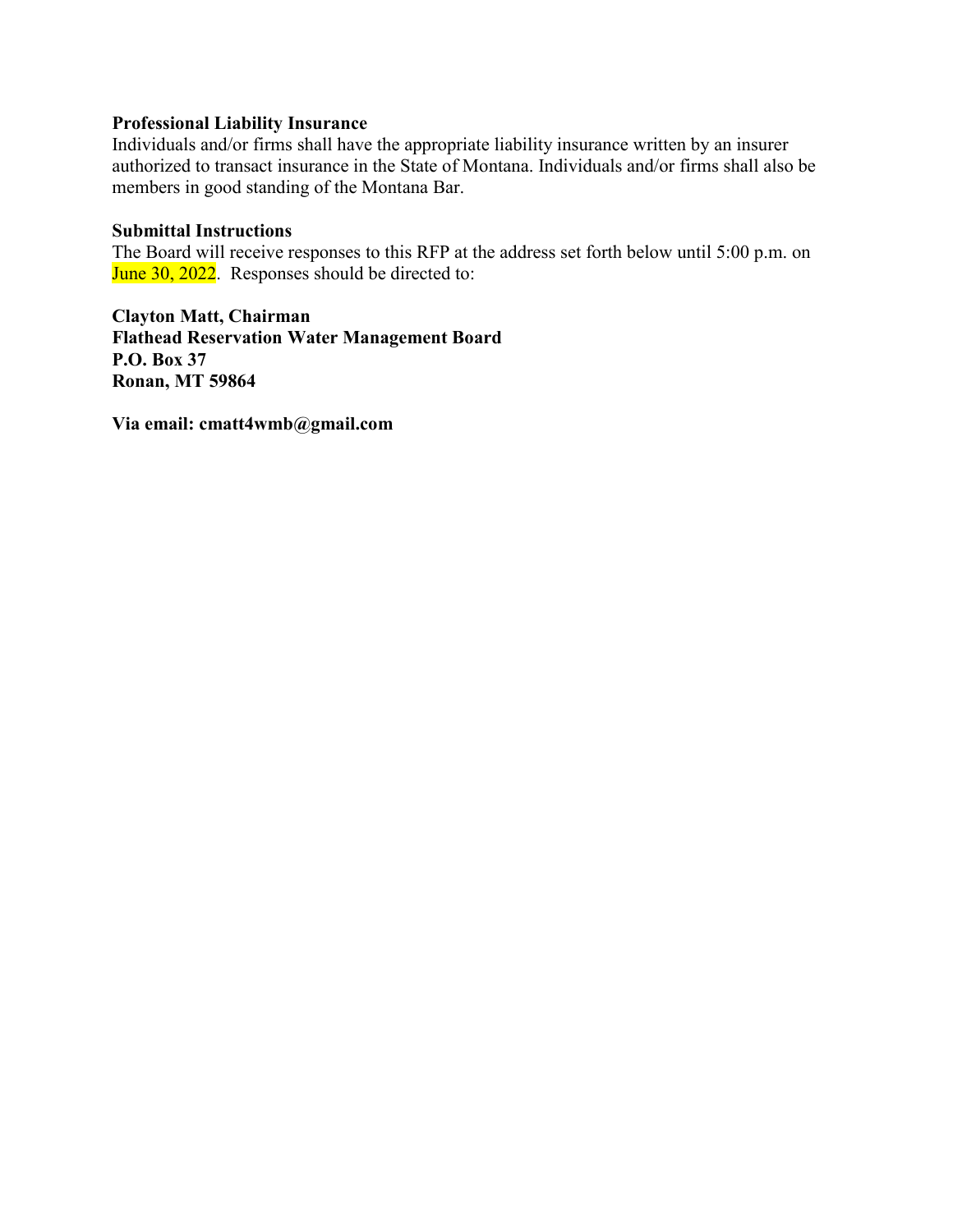**Professional Liability Insurance**

Individuals and/or firms shall have the appropriate liability insurance written by an insurer authorized to transact insurance in the State of Montana. Individuals and/or firms shall also be members in good standing of the Montana Bar.

**Submittal Instructions**

The Board will receive responses to this RFP at the address set forth below until 5:00 p.m. on June 30, 2022. Responses should be directed to:

**Clayton Matt, Chairman**
**Flathead Reservation Water Management Board**
**P.O. Box 37**
**Ronan, MT 59864**

**Via email: cmatt4wmb@gmail.com**